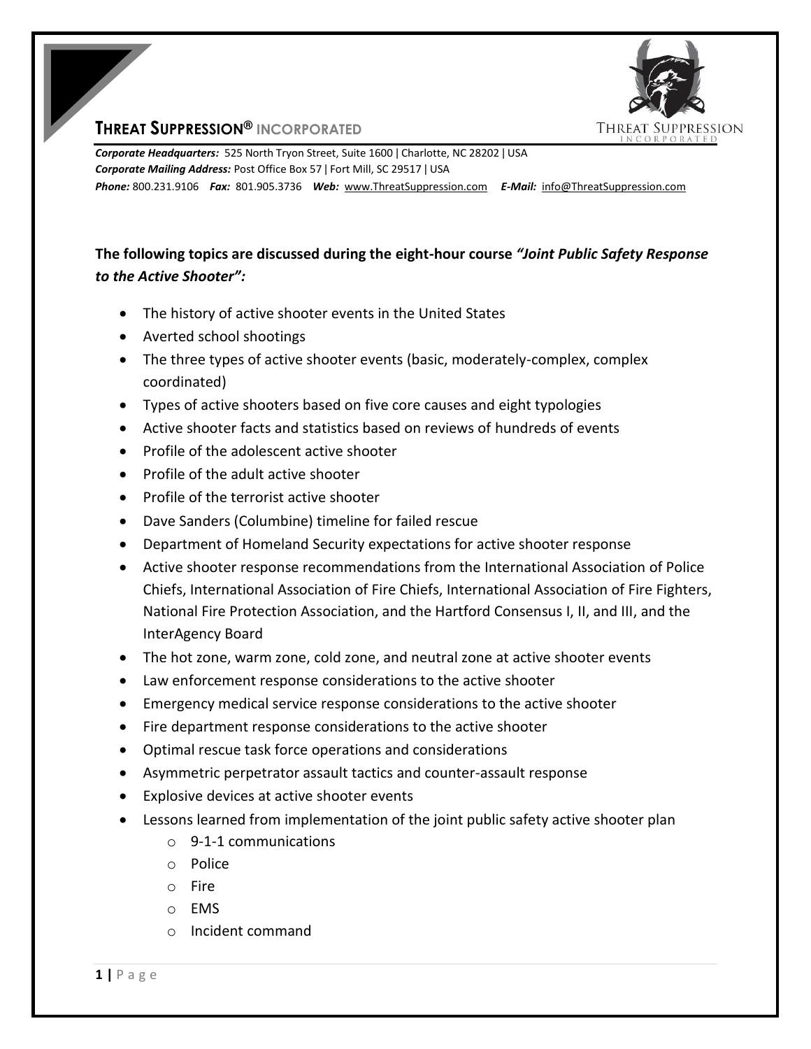# THREAT SUPPRESSION® INCORPORATED

***Corporate Headquarters:*** 525 North Tryon Street, Suite 1600 | Charlotte, NC 28202 | USA
***Corporate Mailing Address:*** Post Office Box 57 | Fort Mill, SC 29517 | USA
***Phone:*** 800.231.9106 ***Fax:*** 801.905.3736 ***Web:*** www.ThreatSuppression.com ***E-Mail:*** info@ThreatSuppression.com

**The following topics are discussed during the eight-hour course *"Joint Public Safety Response to the Active Shooter":***

- The history of active shooter events in the United States
- Averted school shootings
- The three types of active shooter events (basic, moderately-complex, complex coordinated)
- Types of active shooters based on five core causes and eight typologies
- Active shooter facts and statistics based on reviews of hundreds of events
- Profile of the adolescent active shooter
- Profile of the adult active shooter
- Profile of the terrorist active shooter
- Dave Sanders (Columbine) timeline for failed rescue
- Department of Homeland Security expectations for active shooter response
- Active shooter response recommendations from the International Association of Police Chiefs, International Association of Fire Chiefs, International Association of Fire Fighters, National Fire Protection Association, and the Hartford Consensus I, II, and III, and the InterAgency Board
- The hot zone, warm zone, cold zone, and neutral zone at active shooter events
- Law enforcement response considerations to the active shooter
- Emergency medical service response considerations to the active shooter
- Fire department response considerations to the active shooter
- Optimal rescue task force operations and considerations
- Asymmetric perpetrator assault tactics and counter-assault response
- Explosive devices at active shooter events
- Lessons learned from implementation of the joint public safety active shooter plan
  - 9-1-1 communications
  - Police
  - Fire
  - EMS
  - Incident command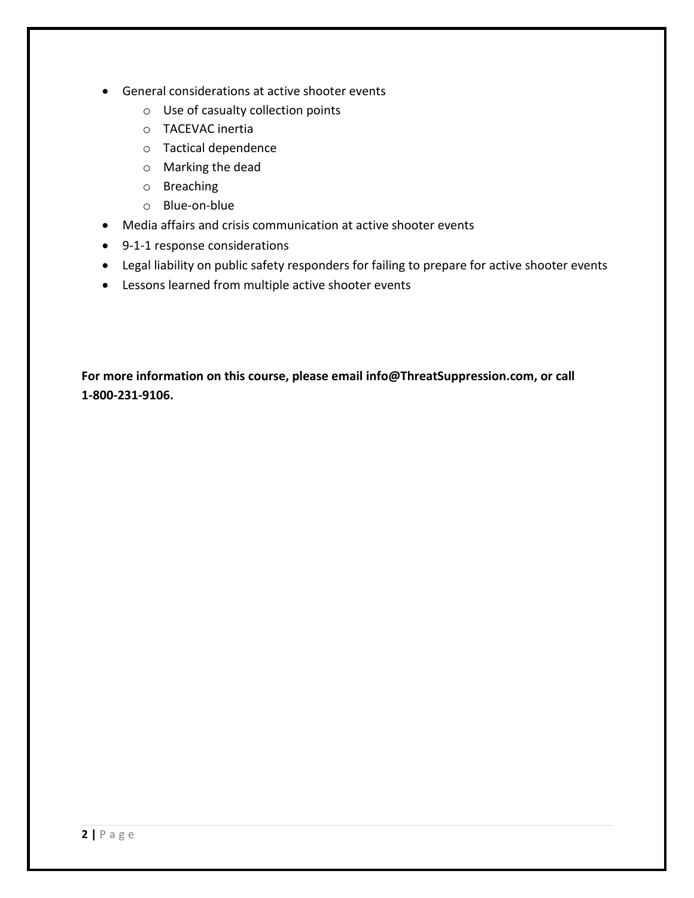- General considerations at active shooter events
  - Use of casualty collection points
  - TACEVAC inertia
  - Tactical dependence
  - Marking the dead
  - Breaching
  - Blue-on-blue
- Media affairs and crisis communication at active shooter events
- 9-1-1 response considerations
- Legal liability on public safety responders for failing to prepare for active shooter events
- Lessons learned from multiple active shooter events

**For more information on this course, please email info@ThreatSuppression.com, or call 1-800-231-9106.**